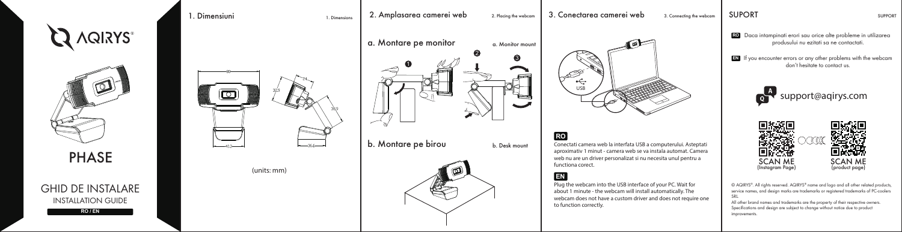# AQIRYS®

## PHASE

GHID DE INSTALARE

INSTALLATION GUIDE

RO / EN

## 1. Dimensiuni

1. Dimensions

83

32.5

40.3

24

38.9

36.6

(units: mm)

## 2. Amplasarea camerei web

2. Placing the webcam

### a. Montare pe monitor

a. Monitor mount

### b. Montare pe birou

b. Desk mount

## 3. Conectarea camerei web

3. Connecting the webcam

USB

**RO**

Conectati camera web la interfata USB a computerului. Asteptati aproximativ 1 minut - camera web se va instala automat. Camera web nu are un driver personalizat si nu necesita unul pentru a functiona corect.

**EN**

Plug the webcam into the USB interface of your PC. Wait for about 1 minute - the webcam will install automatically. The webcam does not have a custom driver and does not require one to function correctly.

## SUPORT

SUPPORT

**RO** Daca intampinati erori sau orice alte probleme in utilizarea produsului nu ezitati sa ne contactati.

**EN** If you encounter errors or any other problems with the webcam don't hesitate to contact us.

support@aqirys.com

SCAN ME (Instagram Page)

SCAN ME (product page)

© AQIRYS®. All rights reserved. AQIRYS® name and logo and all other related products, service names, and design marks are trademarks or registered trademarks of PC-coolers SRL.

All other brand names and trademarks are the property of their respective owners. Specifications and design are subject to change without notice due to product improvements.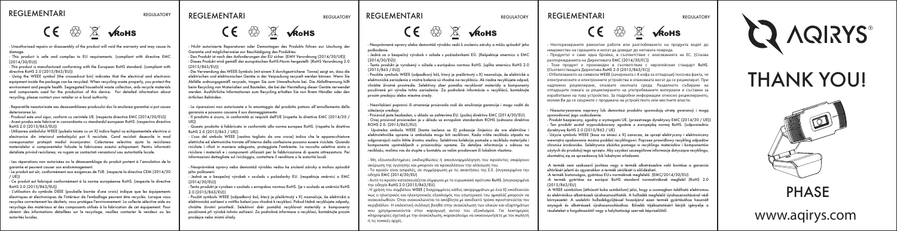# REGLEMENTARI

REGULATORY

CE ♲ ☒ ✓RoHS

- Unauthorized repairs or disassembly of the product will void the warranty and may cause its damage.
- This product is safe and complies to EU requirements. (compliant with directive EMC (2014/30/EU))
- This product is manufactured conforming with the European RoHS standard. (compliant with directive RoHS 2.0 (2015/863/EU))
- Using the WEEE symbol (the crossed-out bin) indicates that the electrical and electronic equipment inside the package can be recycled. When recycling waste properly, you protect the environment and people health. Segregated household waste collection, aids recycle materials and components used for the production of this device. For detailed information about recycling, please contact your retailer or a local authority.

- Reparatiile neautorizate sau dezasamblarea produsului duc la anularea garantiei si pot cauza deteriorarea lui.
- Produsul este unul sigur, conform cu cerintele UE. (respecta directiva EMC (2014/30/EU))
- Acest produs este fabricat in concordanta cu standardul european RoHS. (respectva directiva RoHS 2.0 (2015/863/EU))
- Utilizarea simbolului WEEE (pubela taiata cu un X) indica faptul ca echipamentele electrice si electronice din interiorul ambalajului pot fi reciclate. Cand reciclati deseurile in mod corespunzator protejati mediul inconjurator. Colectarea selectiva ajuta la reciclarea materialelor si componentelor folosite la fabricarea acestui echipament. Pentru informatii detaliate privind reciclarea, va rugam sa contactati vanzatorul sau autoritatile locale.

- Les réparations non autorisées ou le désassemblage du produit portent à l'annulation de la garantie et peuvent causer son endommagement.
- Le produit est sûr, conformément aux exigences de l'UE. (respecte la directive CEM (2014/30/UE))
- Ce produit est fabriqué conformément à la norme européenne RoHS. (respecte la directive RoHS 2.0 (2015/863/EU))
- L'utilisation du symbole DEEE (poubelle barrée d'une croix) indique que les équipements électriques et électroniques de l'intérieur de l'emballage peuvent être recyclés. Lorsque vous recyclez correctement les déchets, vous protégez l'environnement. La collecte sélective aide au recyclage des matériaux et des composants utilisés à la fabrication de cet équipement. Pour obtenir des informations détaillées sur le recyclage, veuillez contacter le vendeur ou les autorités locales.

# REGLEMENTARI

REGULATORY

CE ♲ ☒ ✓RoHS

- Nicht autorisierte Reparaturen oder Demontagen des Produkts führen zur Löschung der Garantie und möglicherweise zur Beschädigung des Produktes.
- Das Produkt ist nach den Anforderungen der EU sicher. (EMV Verordnung (2014/30/UE))
- Dieses Produkt wird gemäß der europäischen RoHS-Norm hergestellt. (RoHS Verordnung 2.0 (2015/863/EU))
- Die Verwendung des WEEE-Symbols (mit einem X durchgestrichene Tonne) zeigt an, dass die elektrischen und elektronischen Geräte in der Verpackung recycelt werden können. Wenn Sie Abfälle ordnungsgemäß recyceln, tragen Sie zum Umweltschutz bei. Die Abfalltrennung hilft beim Recycling von Materialien und Bauteilen, die bei der Herstellung dieser Geräte verwendet werden. Ausführliche Informationen zum Recycling erhalten Sie von Ihrem Händler oder den örtlichen Behörden.

- Le riparazioni non autorizzate o lo smontaggio del prodotto potano all'annullamento della garanzia e possono causare il suo danneggiamento
- Il prodotto è sicuro, in conformità ai requisiti dell'UE (rispetta la direttiva EMC (2014/30/UE))
- Questo prodotto è fabbricato in conformità alla norma europea RoHS. (rispetta la direttiva RoHS 2.0 (2015/863 / UE))
- L'uso del simbolo WEEE (cestino tagliato da una croce) indica che le apparecchiature elettriche ed elettroniche trovate all'interno della confezione possono essere riciclate. Quando riciclate i rifiuti in maniera adeguata, proteggete l'ambiente. La raccolta selettiva aiuta a riciclare i materiali e i componenti utilizzati per la fabbricazione di questa attrezzatura. Per informazioni dettagliate sul riciclaggio, contattare il venditore o le autorità locali.

- Neoprávnéné opravy nebo demontáž výrobku vedou ke zrušení záruky a mohou způsobit jeho poškození.
- Jedná se o bezpečný výrobek v souladu s požadavky EU. (respektuje směrnici o EMC (2014/30/EU))
- Tento produkt je vyroben v souladu s evropskou normou RoHS. (je v souladu se směrnicí RoHS 2.0 (2015/863/EU))
- Použití symbolu WEEE (odpadkový koš, který je přeškrtnutý s X) naznačuje, že elektrická a elektronická zařízení z uvnitř balení jsou vhodná k recyklaci. Pokud řádně recyklujete odpady, chráníte životní prostředí. Selektivní sběr pomáhá recyklovat materiály a komponenty používané při výrobě tohoto zařízení. Za podrobné informace o recyklaci, kontaktujte prosím prodejce nebo místní úřady.

# REGLEMENTARI

REGULATORY

CE ♲ ☒ ✓RoHS

- Neoprávnené opravy alebo demontáž výrobku vedú k zrušeniu záruky a môžu spôsobiť jeho poškodenie.
- Jedná sa o bezpečný výrobok v súlade s požiadavkami EÚ. (Rešpektuje smernicu o EMC (2014/30/EU))
- Tento produkt je vyrobený v súlade s európskou normou RoHS. (spĺňa smernicu RoHS 2.0 (2015/863 / EU))
- Použitie symbolu WEEE (odpadkový kôš, ktorý je preškrtnutý s X) naznačuje, že elektrické a elektronické zariadenia z vnútra balenia sú vhodné na recykláciu. Ak riadne recyklujete odpad, chránite životné prostredie. Selektívny zber pomáha recyklovať materiály a komponenty používané pri výrobe tohto zariadenia. Za podrobné informácie o recyklácii, kontaktujte prosím predajcu alebo miestne úrady.

- Nevolašćeni popravci ili otvaranje proizvoda vodi do anuliranja garancije i mogu voditi do oštećenja uređaja.
- Proizvod jeste bezbedan, u skladu sa zahtevima EU. (poštuj direktivu EMC (2014/30/EU).
- Ovaj proizvod proizveden je u skladu sa evropskim standardom ROHS (odnosno direktiva ROHS 2.0. (2015/863/EU).
- Upotreba simbola WEEE (kanta isečena sa X) pokazuje činjenicu da sve električne i elektrotehničke opreme iz ambalaže mogu biti reciklirani. Kada vršite reciklažu otpada na odgovarajući način štitite životnu sredinu. Selektivna kolekcija pomaže u reciklažu materijala i komponenta upotrebljenih u proizvodnju opreme. Za detaljne informacije u odnosu na reciklažu, molimo vas da stupite u kontakt sa vašim prodavcem ili lokalnim vlastima.

- Μη εξουσιοδοτημένες επιδιορθώσεις ή αποσυναρμολόγηση του προϊόντος επιφέρουν ακύρωση της εγγύησης και μπορούν να προκαλέσουν την αλλοίωση του.
- Το προϊόν είναι ασφαλές, σε συμμόρφωση με τις απαιτήσεις της Ε.Ε. (συγκεκριμένα την οδηγία EMC (2014/30/UE))
- Αυτό το προϊόν κατασκευάζεται σύμφωνα με το ευρωπαϊκό πρότυπο RoHS. (συγκεκριμένα την οδηγία RoHS 2.0 (2015/863/EU)).
- Η χρήση του συμβόλου WEEE ( διαγραμμένος κάδος απορριμμάτων με ένα Χ) υποδεικνύει πως ο ηλεκτρικός και ηλεκτρονικός εξοπλισμός του εσωτερικού του αμπαλάζ μπορούν να ανακυκλωθούν. Όταν ανακυκλώνετε τα απόβλητα με αποδεκτό τρόπο προστατεύετε το περιβάλλον. Η επιλεκτική συλλογή βοηθά στην ανακύκλωση των υλικών και εξαρτημάτων που χρησιμοποιούνται στην παραγωγή αυτού του εξοπλισμού. Για λεπτομερείς πληροφορίες σχετικά με την ανακύκλωση, παρακαλούμε να επικοινωνήσετε με τον πωλητή ή τις τοπικές αρχές.

# REGLEMENTARI

REGULATORY

CE ♲ ☒ ✓RoHS

- Неоторизирание ремонтни работи или разглобяването на продукта водят до нищожество на гаранцията и могат да доведат до неговата повреда.
- Продуктът е само една бройка, в съответствие с изискванията на ЕС. (Спазва разпорежданията на Директивата EMC (2014/30/CE))
- Този продукт е произведен в съответствие с европейския стандарт RoHS. (Съответствашта Директива RoHS 2.0 (2015/863/EC))
- Отбелязването на символа WEEE (зачеркната с Х кофа за отпадъци) посочва факта, че електрическите и електронните устройства в опаковката могат да се рециклират. При надлежно рециклиране, опазвате околната среда. Разделното събиране на отпадъците помага за рециклирането на употребяваните материали и съставки за изработване на това устройство. За подробни информации относно рециклирането, молим Ви да се свържете с продавача на устройството или местните власти.

- Nieautoryzowane naprawy lub demontaż produktu spowodują utratę gwarancji i mogą spowodować jego uszkodzenie.
- Produkt bezpieczny, zgodny z wymogami UE. (przestrzega dyrektywy EMC (2014/30 / UE))
- Ten produkt został wyprodukowany zgodnie z europejską normą RoHS. (odpowiednio dyrektywą RoHS 2.0 (2015/863 / UE)
- Użycie symbolu WEEE (kosz na śmieci z X) oznacza, że sprzęt elektryczny i elektroniczny wewnątrz opakowania można poddać recyklingowi. Poprzez prowadzony recykling odpadów chronisz środowisko. Selektywna zbiórka pomaga w recyklingu materiałów i komponentów użytych do produkcji tego sprzętu. Aby uzyskać szczegółowe informacje dotyczące recyklingu, skontaktuj się ze sprzedawcą lub lokalnymi władzami.

-A termék nem szakszerű javítása vagy a termék alkatrészekre való bontása a garancia elvesztését jelenti és ugyanakkor a termék sérülését is előidézheti.
-A termék biztonságos, gyártása EU-s normáknak megfelelő. (EMC/2014/30/EU)
-A termék gyártása az európai RoHS standard normatíváknak megfelel (RoHS 2.0 (2015/863/EU)
-A WEEE szimbólum (áthúzott kuka szimbólum) jelzi, hogy a csomagban található elektromos és elektronikus alkatrészek újrahasznosíthatók. A hulladék megfelelő újrahasznosításával védi környezetét. A szelektív hulladékgyűjtéssel hozzájárul ezen termék gyártásához használt anyagok és alkatrészek újrahasznosításához. Bővebb tájékoztatásért kérjük igényelje a részleteket a forgalmazótól vagy a helyhatósági szervek képviselőitől.

AQIRYS®

# THANK YOU!

# PHASE

www.aqirys.com